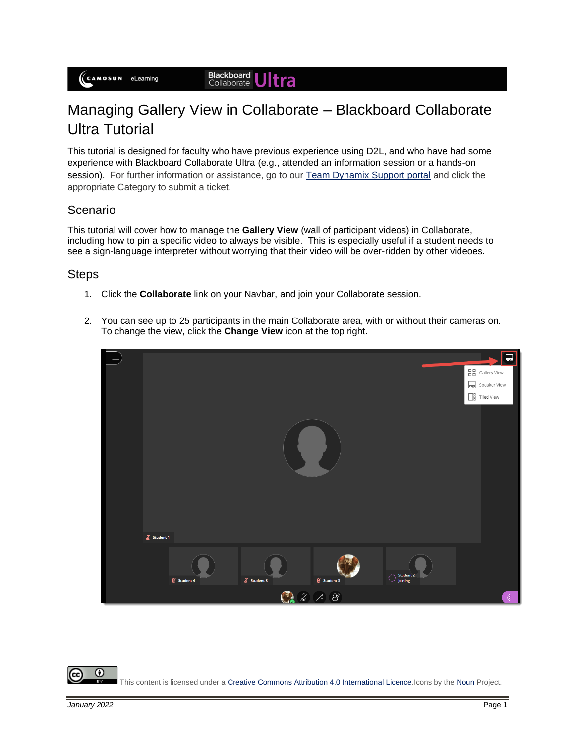# Managing Gallery View in Collaborate – Blackboard Collaborate Ultra Tutorial

This tutorial is designed for faculty who have previous experience using D2L, and who have had some experience with Blackboard Collaborate Ultra (e.g., attended an information session or a hands-on session). For further information or assistance, go to our [Team Dynamix Support portal]() and click the appropriate Category to submit a ticket.

## Scenario

This tutorial will cover how to manage the **Gallery View** (wall of participant videos) in Collaborate, including how to pin a specific video to always be visible. This is especially useful if a student needs to see a sign-language interpreter without worrying that their video will be over-ridden by other videoes.

## Steps

1. Click the **Collaborate** link on your Navbar, and join your Collaborate session.

2. You can see up to 25 participants in the main Collaborate area, with or without their cameras on. To change the view, click the **Change View** icon at the top right.

This content is licensed under a [Creative Commons Attribution 4.0 International Licence](). Icons by the [Noun]() Project.

*January 2022*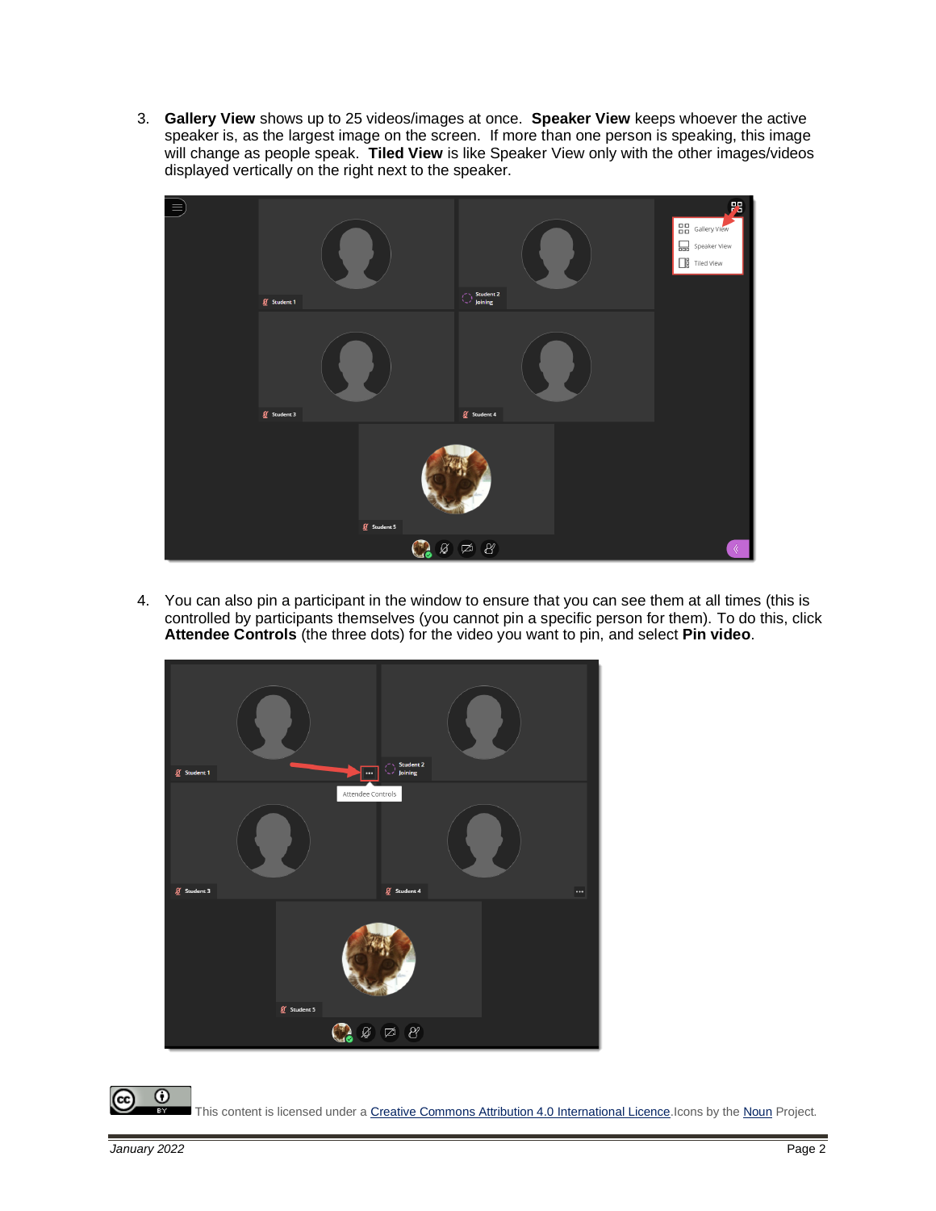3. **Gallery View** shows up to 25 videos/images at once. **Speaker View** keeps whoever the active speaker is, as the largest image on the screen. If more than one person is speaking, this image will change as people speak. **Tiled View** is like Speaker View only with the other images/videos displayed vertically on the right next to the speaker.

4. You can also pin a participant in the window to ensure that you can see them at all times (this is controlled by participants themselves (you cannot pin a specific person for them). To do this, click **Attendee Controls** (the three dots) for the video you want to pin, and select **Pin video**.

This content is licensed under a Creative Commons Attribution 4.0 International Licence. Icons by the Noun Project.

*January 2022*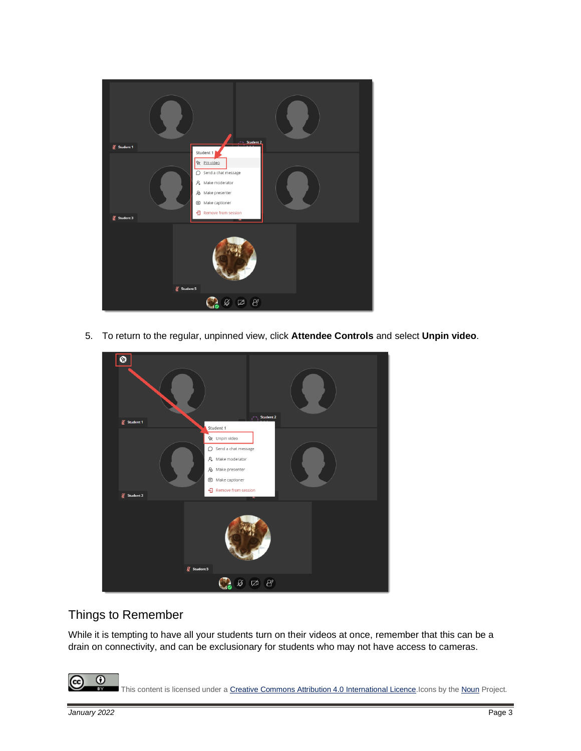5. To return to the regular, unpinned view, click **Attendee Controls** and select **Unpin video**.

## Things to Remember

While it is tempting to have all your students turn on their videos at once, remember that this can be a drain on connectivity, and can be exclusionary for students who may not have access to cameras.

This content is licensed under a Creative Commons Attribution 4.0 International Licence. Icons by the Noun Project.